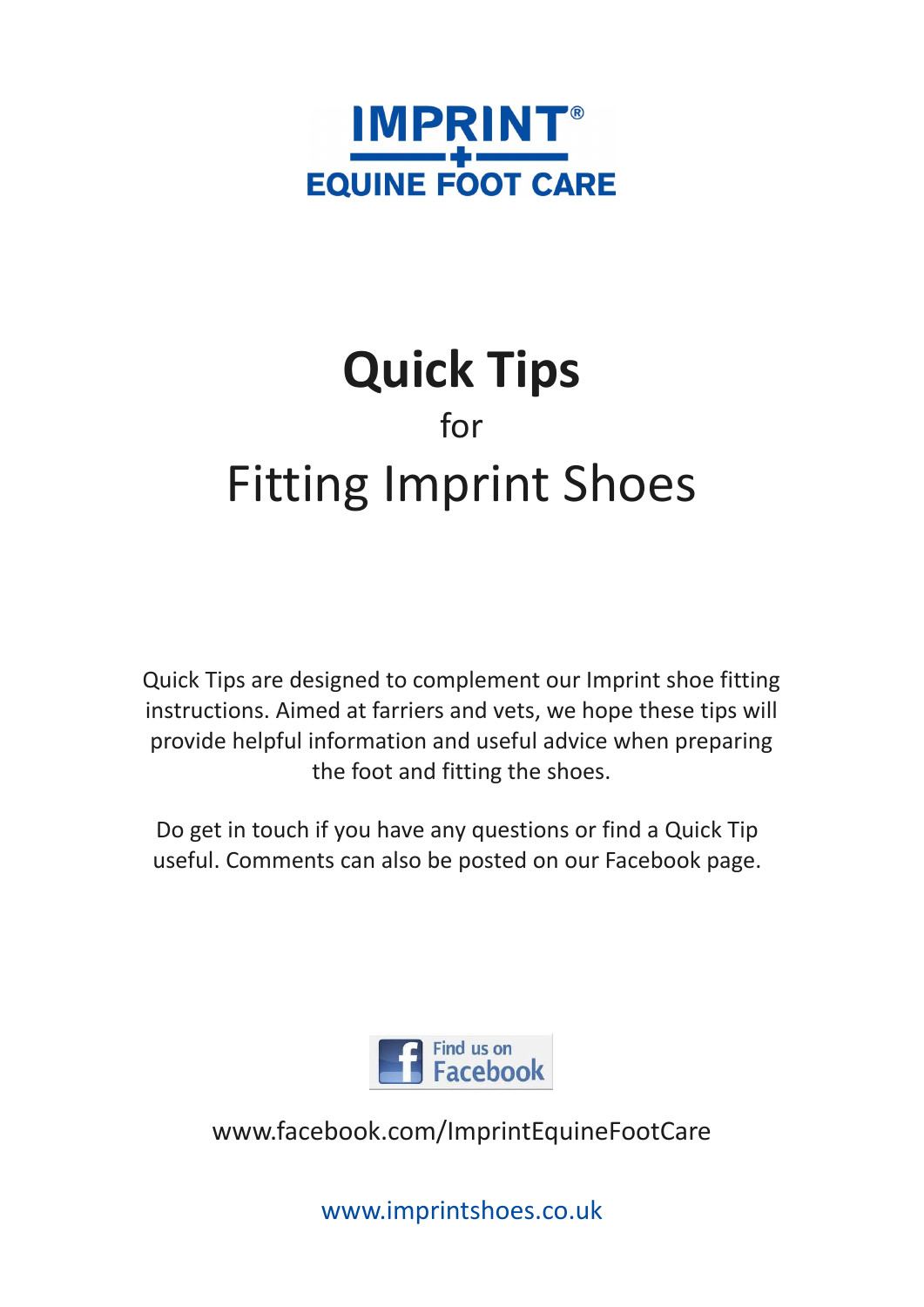**IMPRINT®**

**EQUINE FOOT CARE**

# Quick Tips

for

## Fitting Imprint Shoes

Quick Tips are designed to complement our Imprint shoe fitting instructions. Aimed at farriers and vets, we hope these tips will provide helpful information and useful advice when preparing the foot and fitting the shoes.

Do get in touch if you have any questions or find a Quick Tip useful. Comments can also be posted on our Facebook page.

Find us on Facebook

www.facebook.com/ImprintEquineFootCare

www.imprintshoes.co.uk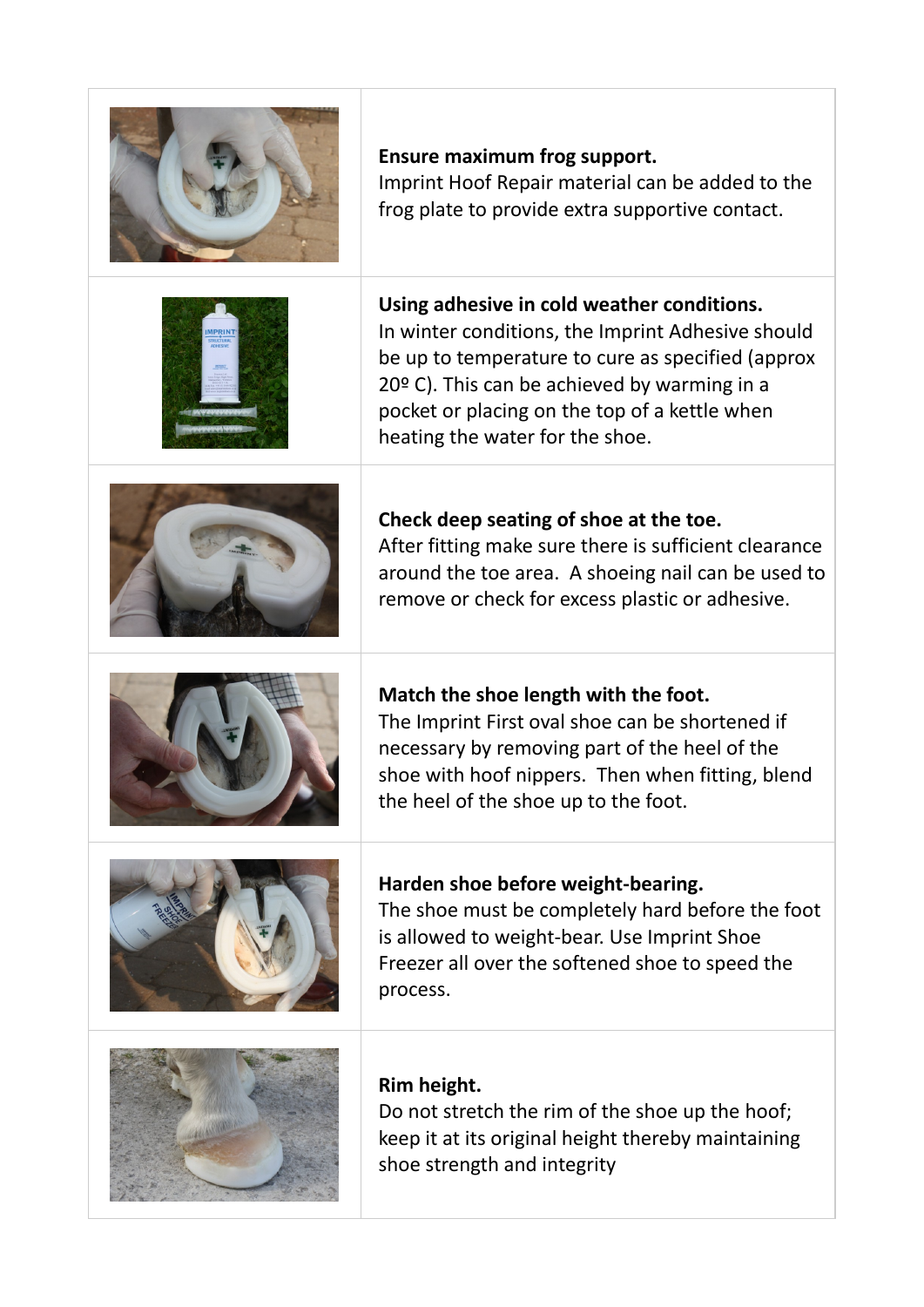**Ensure maximum frog support.**
Imprint Hoof Repair material can be added to the frog plate to provide extra supportive contact.

**Using adhesive in cold weather conditions.**
In winter conditions, the Imprint Adhesive should be up to temperature to cure as specified (approx 20º C). This can be achieved by warming in a pocket or placing on the top of a kettle when heating the water for the shoe.

**Check deep seating of shoe at the toe.**
After fitting make sure there is sufficient clearance around the toe area. A shoeing nail can be used to remove or check for excess plastic or adhesive.

**Match the shoe length with the foot.**
The Imprint First oval shoe can be shortened if necessary by removing part of the heel of the shoe with hoof nippers. Then when fitting, blend the heel of the shoe up to the foot.

**Harden shoe before weight-bearing.**
The shoe must be completely hard before the foot is allowed to weight-bear. Use Imprint Shoe Freezer all over the softened shoe to speed the process.

**Rim height.**
Do not stretch the rim of the shoe up the hoof; keep it at its original height thereby maintaining shoe strength and integrity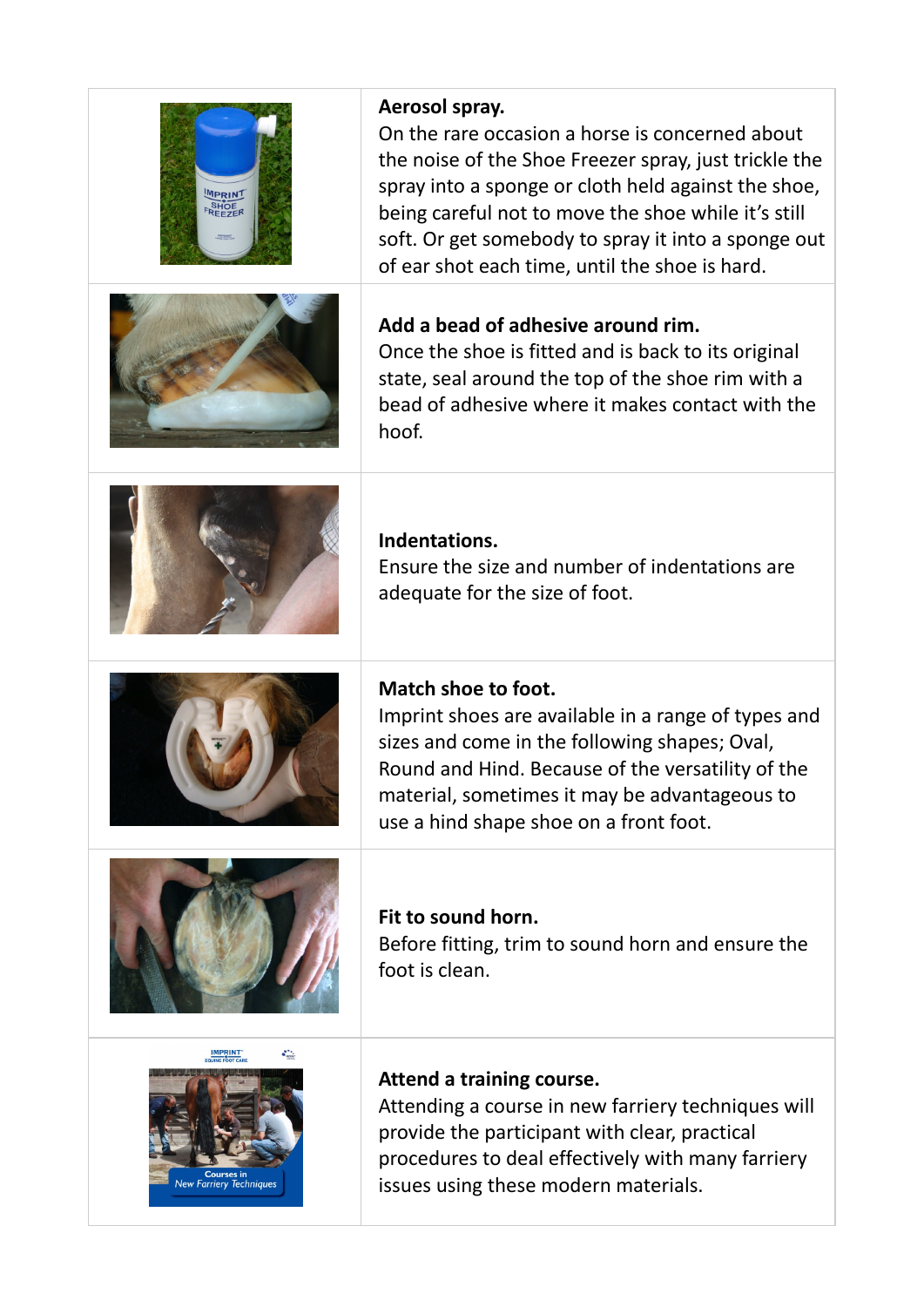**Aerosol spray.**
On the rare occasion a horse is concerned about the noise of the Shoe Freezer spray, just trickle the spray into a sponge or cloth held against the shoe, being careful not to move the shoe while it's still soft. Or get somebody to spray it into a sponge out of ear shot each time, until the shoe is hard.

**Add a bead of adhesive around rim.**
Once the shoe is fitted and is back to its original state, seal around the top of the shoe rim with a bead of adhesive where it makes contact with the hoof.

**Indentations.**
Ensure the size and number of indentations are adequate for the size of foot.

**Match shoe to foot.**
Imprint shoes are available in a range of types and sizes and come in the following shapes; Oval, Round and Hind. Because of the versatility of the material, sometimes it may be advantageous to use a hind shape shoe on a front foot.

**Fit to sound horn.**
Before fitting, trim to sound horn and ensure the foot is clean.

**Attend a training course.**
Attending a course in new farriery techniques will provide the participant with clear, practical procedures to deal effectively with many farriery issues using these modern materials.